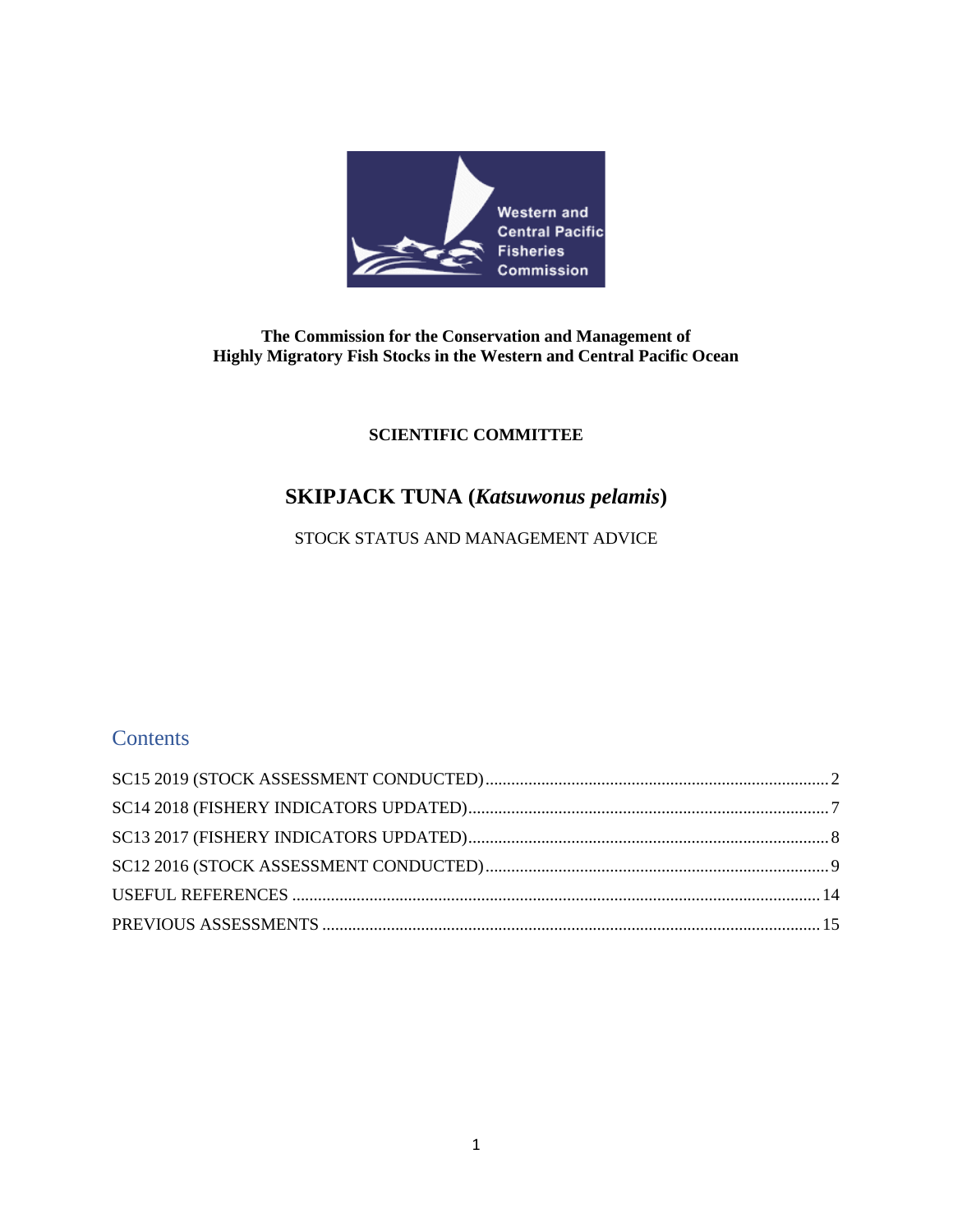**The Commission for the Conservation and Management of Highly Migratory Fish Stocks in the Western and Central Pacific Ocean**

**SCIENTIFIC COMMITTEE**

# SKIPJACK TUNA (*Katsuwonus pelamis*)

STOCK STATUS AND MANAGEMENT ADVICE

## Contents

- SC15 2019 (STOCK ASSESSMENT CONDUCTED) ........ 2
- SC14 2018 (FISHERY INDICATORS UPDATED) ........ 7
- SC13 2017 (FISHERY INDICATORS UPDATED) ........ 8
- SC12 2016 (STOCK ASSESSMENT CONDUCTED) ........ 9
- USEFUL REFERENCES ........ 14
- PREVIOUS ASSESSMENTS ........ 15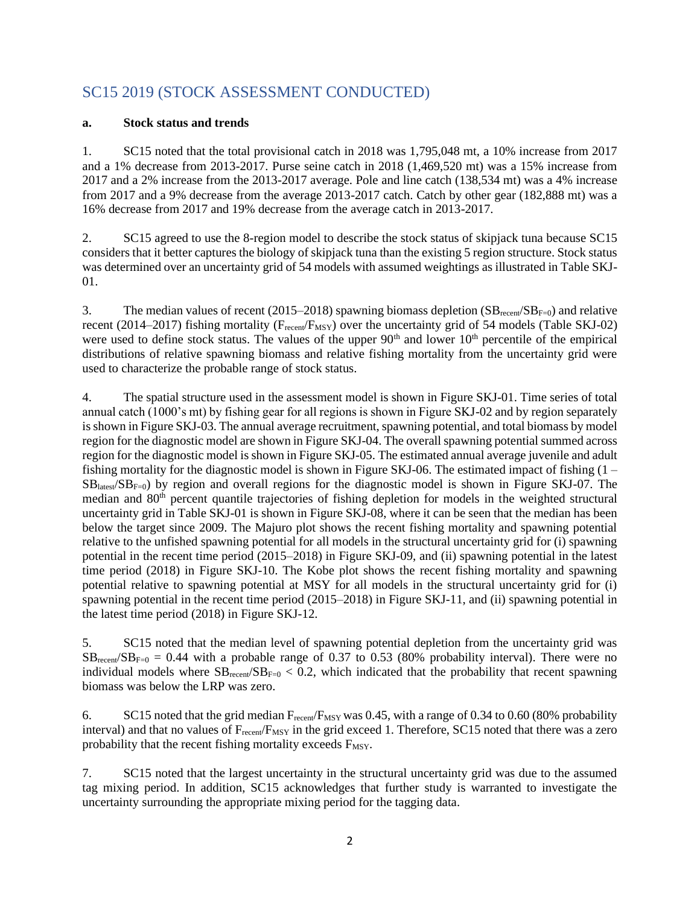## SC15 2019 (STOCK ASSESSMENT CONDUCTED)

**a. Stock status and trends**

1. SC15 noted that the total provisional catch in 2018 was 1,795,048 mt, a 10% increase from 2017 and a 1% decrease from 2013-2017. Purse seine catch in 2018 (1,469,520 mt) was a 15% increase from 2017 and a 2% increase from the 2013-2017 average. Pole and line catch (138,534 mt) was a 4% increase from 2017 and a 9% decrease from the average 2013-2017 catch. Catch by other gear (182,888 mt) was a 16% decrease from 2017 and 19% decrease from the average catch in 2013-2017.

2. SC15 agreed to use the 8-region model to describe the stock status of skipjack tuna because SC15 considers that it better captures the biology of skipjack tuna than the existing 5 region structure. Stock status was determined over an uncertainty grid of 54 models with assumed weightings as illustrated in Table SKJ-01.

3. The median values of recent (2015–2018) spawning biomass depletion ($SB_{recent}/SB_{F=0}$) and relative recent (2014–2017) fishing mortality ($F_{recent}/F_{MSY}$) over the uncertainty grid of 54 models (Table SKJ-02) were used to define stock status. The values of the upper $90^{th}$ and lower $10^{th}$ percentile of the empirical distributions of relative spawning biomass and relative fishing mortality from the uncertainty grid were used to characterize the probable range of stock status.

4. The spatial structure used in the assessment model is shown in Figure SKJ-01. Time series of total annual catch (1000's mt) by fishing gear for all regions is shown in Figure SKJ-02 and by region separately is shown in Figure SKJ-03. The annual average recruitment, spawning potential, and total biomass by model region for the diagnostic model are shown in Figure SKJ-04. The overall spawning potential summed across region for the diagnostic model is shown in Figure SKJ-05. The estimated annual average juvenile and adult fishing mortality for the diagnostic model is shown in Figure SKJ-06. The estimated impact of fishing ($1 - SB_{latest}/SB_{F=0}$) by region and overall regions for the diagnostic model is shown in Figure SKJ-07. The median and $80^{th}$ percent quantile trajectories of fishing depletion for models in the weighted structural uncertainty grid in Table SKJ-01 is shown in Figure SKJ-08, where it can be seen that the median has been below the target since 2009. The Majuro plot shows the recent fishing mortality and spawning potential relative to the unfished spawning potential for all models in the structural uncertainty grid for (i) spawning potential in the recent time period (2015–2018) in Figure SKJ-09, and (ii) spawning potential in the latest time period (2018) in Figure SKJ-10. The Kobe plot shows the recent fishing mortality and spawning potential relative to spawning potential at MSY for all models in the structural uncertainty grid for (i) spawning potential in the recent time period (2015–2018) in Figure SKJ-11, and (ii) spawning potential in the latest time period (2018) in Figure SKJ-12.

5. SC15 noted that the median level of spawning potential depletion from the uncertainty grid was $SB_{recent}/SB_{F=0} = 0.44$ with a probable range of 0.37 to 0.53 (80% probability interval). There were no individual models where $SB_{recent}/SB_{F=0} < 0.2$, which indicated that the probability that recent spawning biomass was below the LRP was zero.

6. SC15 noted that the grid median $F_{recent}/F_{MSY}$ was 0.45, with a range of 0.34 to 0.60 (80% probability interval) and that no values of $F_{recent}/F_{MSY}$ in the grid exceed 1. Therefore, SC15 noted that there was a zero probability that the recent fishing mortality exceeds $F_{MSY}$.

7. SC15 noted that the largest uncertainty in the structural uncertainty grid was due to the assumed tag mixing period. In addition, SC15 acknowledges that further study is warranted to investigate the uncertainty surrounding the appropriate mixing period for the tagging data.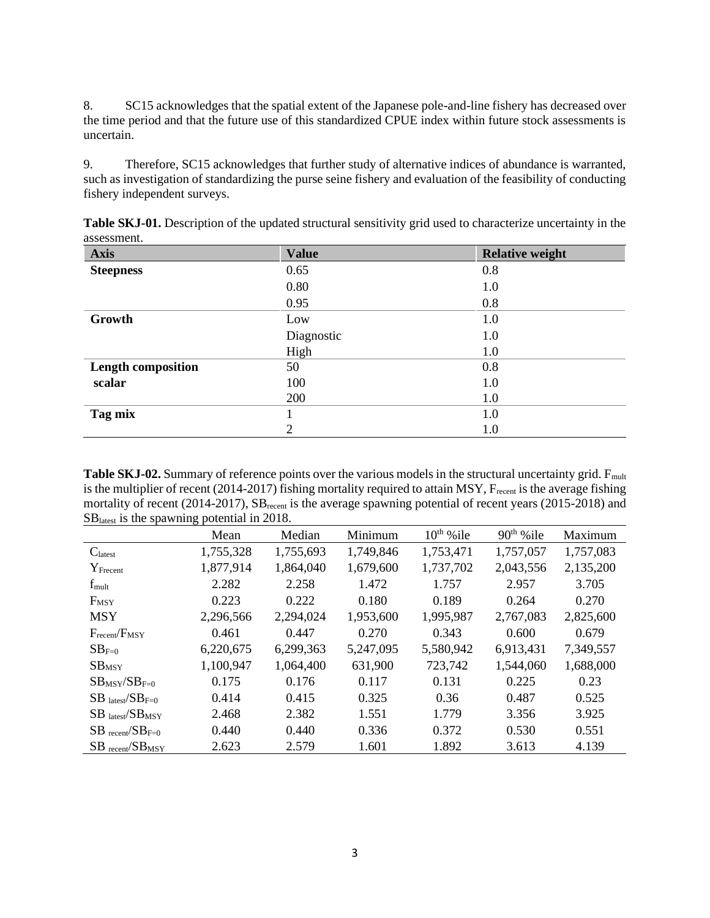8. SC15 acknowledges that the spatial extent of the Japanese pole-and-line fishery has decreased over the time period and that the future use of this standardized CPUE index within future stock assessments is uncertain.

9. Therefore, SC15 acknowledges that further study of alternative indices of abundance is warranted, such as investigation of standardizing the purse seine fishery and evaluation of the feasibility of conducting fishery independent surveys.

**Table SKJ-01.** Description of the updated structural sensitivity grid used to characterize uncertainty in the assessment.

| Axis | Value | Relative weight |
|---|---|---|
| **Steepness** | 0.65 | 0.8 |
| | 0.80 | 1.0 |
| | 0.95 | 0.8 |
| **Growth** | Low | 1.0 |
| | Diagnostic | 1.0 |
| | High | 1.0 |
| **Length composition scalar** | 50 | 0.8 |
| | 100 | 1.0 |
| | 200 | 1.0 |
| **Tag mix** | 1 | 1.0 |
| | 2 | 1.0 |

**Table SKJ-02.** Summary of reference points over the various models in the structural uncertainty grid. $F_{mult}$ is the multiplier of recent (2014-2017) fishing mortality required to attain MSY, $F_{recent}$ is the average fishing mortality of recent (2014-2017), $SB_{recent}$ is the average spawning potential of recent years (2015-2018) and $SB_{latest}$ is the spawning potential in 2018.

| | Mean | Median | Minimum | $10^{th}$ %ile | $90^{th}$ %ile | Maximum |
|---|---|---|---|---|---|---|
| $C_{latest}$ | 1,755,328 | 1,755,693 | 1,749,846 | 1,753,471 | 1,757,057 | 1,757,083 |
| $Y_{Frecent}$ | 1,877,914 | 1,864,040 | 1,679,600 | 1,737,702 | 2,043,556 | 2,135,200 |
| $f_{mult}$ | 2.282 | 2.258 | 1.472 | 1.757 | 2.957 | 3.705 |
| $F_{MSY}$ | 0.223 | 0.222 | 0.180 | 0.189 | 0.264 | 0.270 |
| MSY | 2,296,566 | 2,294,024 | 1,953,600 | 1,995,987 | 2,767,083 | 2,825,600 |
| $F_{recent}/F_{MSY}$ | 0.461 | 0.447 | 0.270 | 0.343 | 0.600 | 0.679 |
| $SB_{F=0}$ | 6,220,675 | 6,299,363 | 5,247,095 | 5,580,942 | 6,913,431 | 7,349,557 |
| $SB_{MSY}$ | 1,100,947 | 1,064,400 | 631,900 | 723,742 | 1,544,060 | 1,688,000 |
| $SB_{MSY}/SB_{F=0}$ | 0.175 | 0.176 | 0.117 | 0.131 | 0.225 | 0.23 |
| $SB_{latest}/SB_{F=0}$ | 0.414 | 0.415 | 0.325 | 0.36 | 0.487 | 0.525 |
| $SB_{latest}/SB_{MSY}$ | 2.468 | 2.382 | 1.551 | 1.779 | 3.356 | 3.925 |
| $SB_{recent}/SB_{F=0}$ | 0.440 | 0.440 | 0.336 | 0.372 | 0.530 | 0.551 |
| $SB_{recent}/SB_{MSY}$ | 2.623 | 2.579 | 1.601 | 1.892 | 3.613 | 4.139 |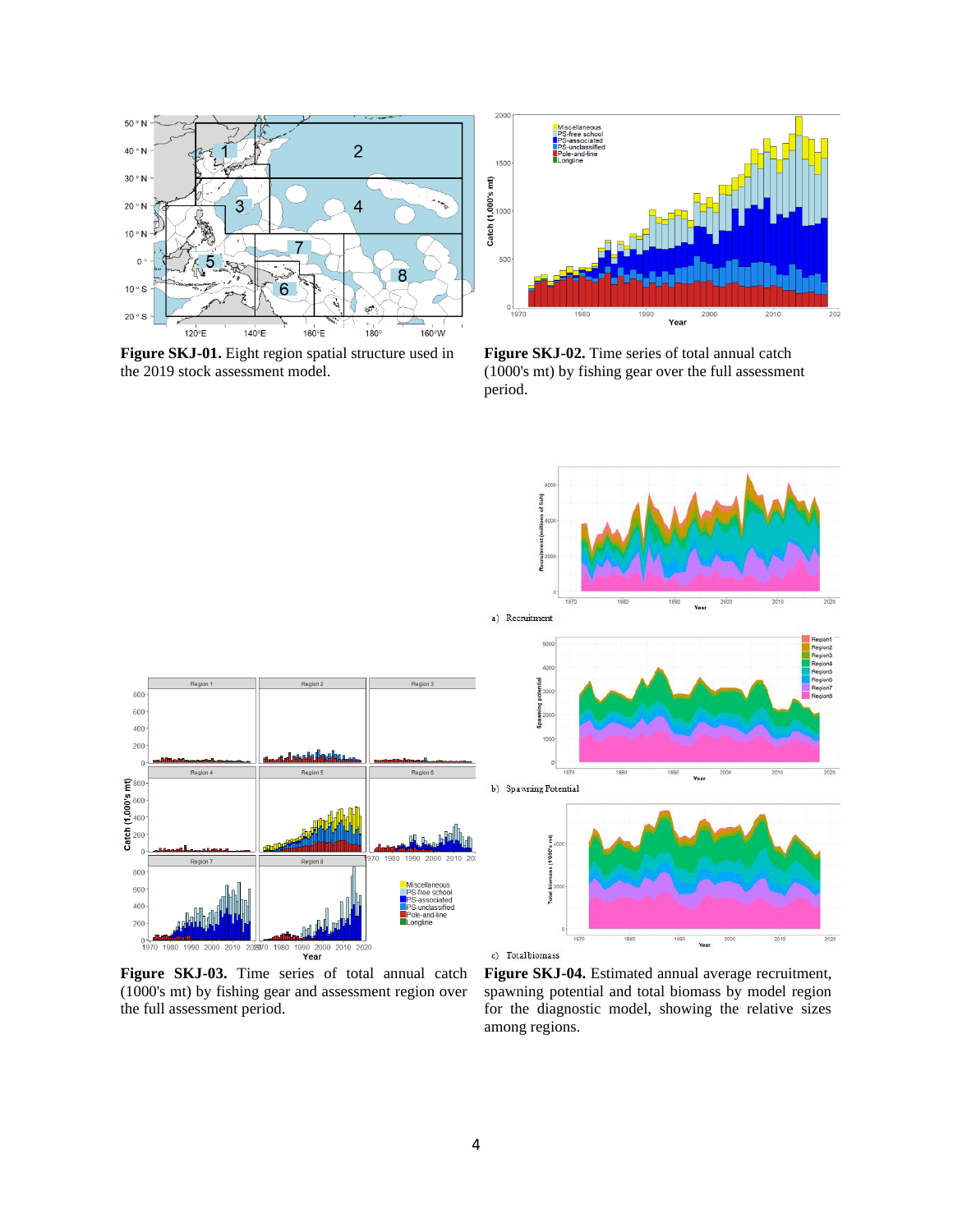**Figure SKJ-01.** Eight region spatial structure used in the 2019 stock assessment model.

**Figure SKJ-02.** Time series of total annual catch (1000's mt) by fishing gear over the full assessment period.

**Figure SKJ-03.** Time series of total annual catch (1000's mt) by fishing gear and assessment region over the full assessment period.

**Figure SKJ-04.** Estimated annual average recruitment, spawning potential and total biomass by model region for the diagnostic model, showing the relative sizes among regions.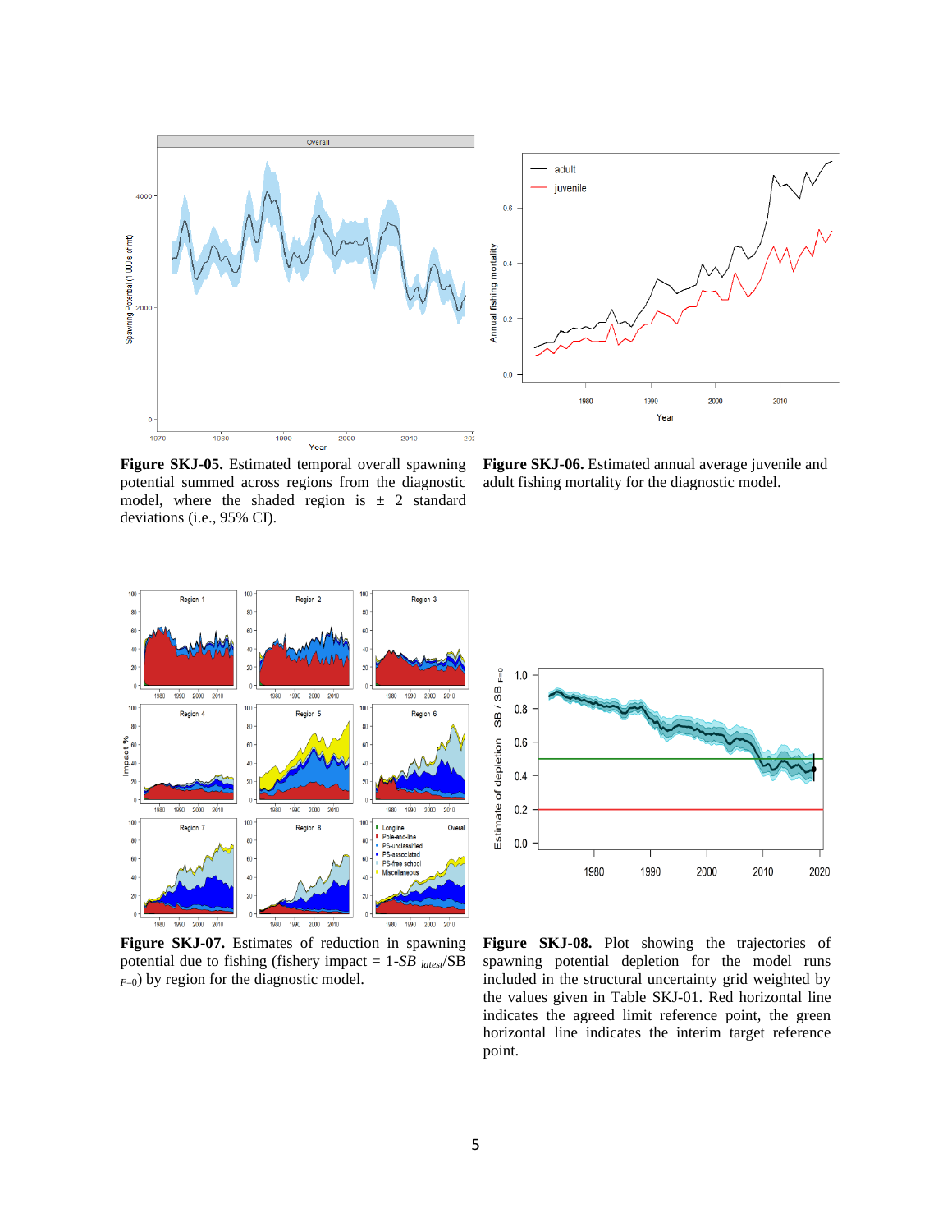**Figure SKJ-05.** Estimated temporal overall spawning potential summed across regions from the diagnostic model, where the shaded region is ± 2 standard deviations (i.e., 95% CI).

**Figure SKJ-06.** Estimated annual average juvenile and adult fishing mortality for the diagnostic model.

**Figure SKJ-07.** Estimates of reduction in spawning potential due to fishing (fishery impact = $1\text{-}SB_{latest}/SB_{F=0}$) by region for the diagnostic model.

**Figure SKJ-08.** Plot showing the trajectories of spawning potential depletion for the model runs included in the structural uncertainty grid weighted by the values given in Table SKJ-01. Red horizontal line indicates the agreed limit reference point, the green horizontal line indicates the interim target reference point.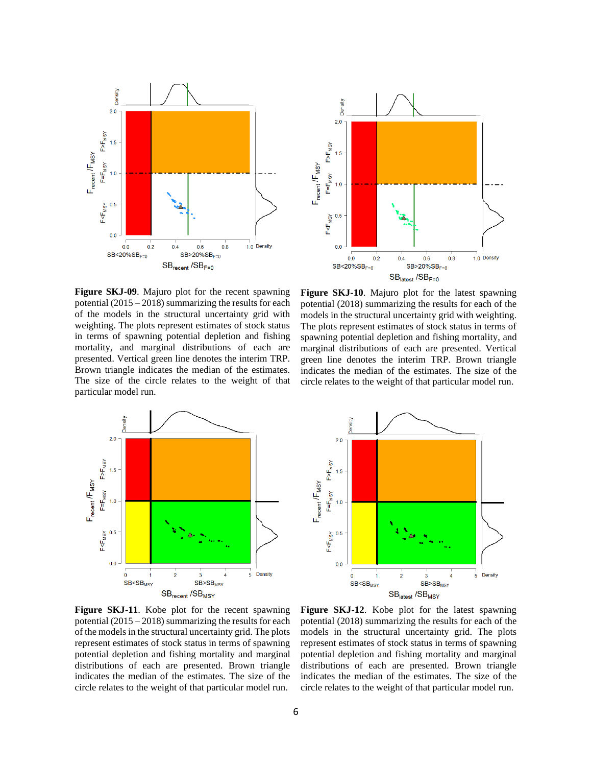**Figure SKJ-09**. Majuro plot for the recent spawning potential (2015 – 2018) summarizing the results for each of the models in the structural uncertainty grid with weighting. The plots represent estimates of stock status in terms of spawning potential depletion and fishing mortality, and marginal distributions of each are presented. Vertical green line denotes the interim TRP. Brown triangle indicates the median of the estimates. The size of the circle relates to the weight of that particular model run.

**Figure SKJ-10**. Majuro plot for the latest spawning potential (2018) summarizing the results for each of the models in the structural uncertainty grid with weighting. The plots represent estimates of stock status in terms of spawning potential depletion and fishing mortality, and marginal distributions of each are presented. Vertical green line denotes the interim TRP. Brown triangle indicates the median of the estimates. The size of the circle relates to the weight of that particular model run.

**Figure SKJ-11**. Kobe plot for the recent spawning potential (2015 – 2018) summarizing the results for each of the models in the structural uncertainty grid. The plots represent estimates of stock status in terms of spawning potential depletion and fishing mortality and marginal distributions of each are presented. Brown triangle indicates the median of the estimates. The size of the circle relates to the weight of that particular model run.

**Figure SKJ-12**. Kobe plot for the latest spawning potential (2018) summarizing the results for each of the models in the structural uncertainty grid. The plots represent estimates of stock status in terms of spawning potential depletion and fishing mortality and marginal distributions of each are presented. Brown triangle indicates the median of the estimates. The size of the circle relates to the weight of that particular model run.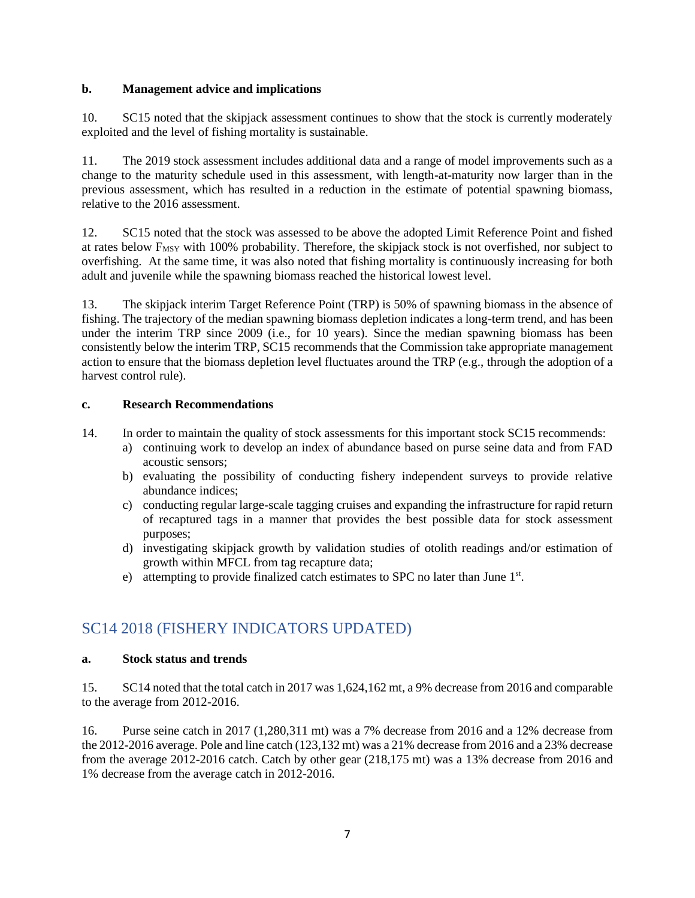#### b. Management advice and implications

10. SC15 noted that the skipjack assessment continues to show that the stock is currently moderately exploited and the level of fishing mortality is sustainable.

11. The 2019 stock assessment includes additional data and a range of model improvements such as a change to the maturity schedule used in this assessment, with length-at-maturity now larger than in the previous assessment, which has resulted in a reduction in the estimate of potential spawning biomass, relative to the 2016 assessment.

12. SC15 noted that the stock was assessed to be above the adopted Limit Reference Point and fished at rates below $F_{MSY}$ with 100% probability. Therefore, the skipjack stock is not overfished, nor subject to overfishing. At the same time, it was also noted that fishing mortality is continuously increasing for both adult and juvenile while the spawning biomass reached the historical lowest level.

13. The skipjack interim Target Reference Point (TRP) is 50% of spawning biomass in the absence of fishing. The trajectory of the median spawning biomass depletion indicates a long-term trend, and has been under the interim TRP since 2009 (i.e., for 10 years). Since the median spawning biomass has been consistently below the interim TRP, SC15 recommends that the Commission take appropriate management action to ensure that the biomass depletion level fluctuates around the TRP (e.g., through the adoption of a harvest control rule).

#### c. Research Recommendations

14. In order to maintain the quality of stock assessments for this important stock SC15 recommends:

a) continuing work to develop an index of abundance based on purse seine data and from FAD acoustic sensors;

b) evaluating the possibility of conducting fishery independent surveys to provide relative abundance indices;

c) conducting regular large-scale tagging cruises and expanding the infrastructure for rapid return of recaptured tags in a manner that provides the best possible data for stock assessment purposes;

d) investigating skipjack growth by validation studies of otolith readings and/or estimation of growth within MFCL from tag recapture data;

e) attempting to provide finalized catch estimates to SPC no later than June 1st.

## SC14 2018 (FISHERY INDICATORS UPDATED)

#### a. Stock status and trends

15. SC14 noted that the total catch in 2017 was 1,624,162 mt, a 9% decrease from 2016 and comparable to the average from 2012-2016.

16. Purse seine catch in 2017 (1,280,311 mt) was a 7% decrease from 2016 and a 12% decrease from the 2012-2016 average. Pole and line catch (123,132 mt) was a 21% decrease from 2016 and a 23% decrease from the average 2012-2016 catch. Catch by other gear (218,175 mt) was a 13% decrease from 2016 and 1% decrease from the average catch in 2012-2016.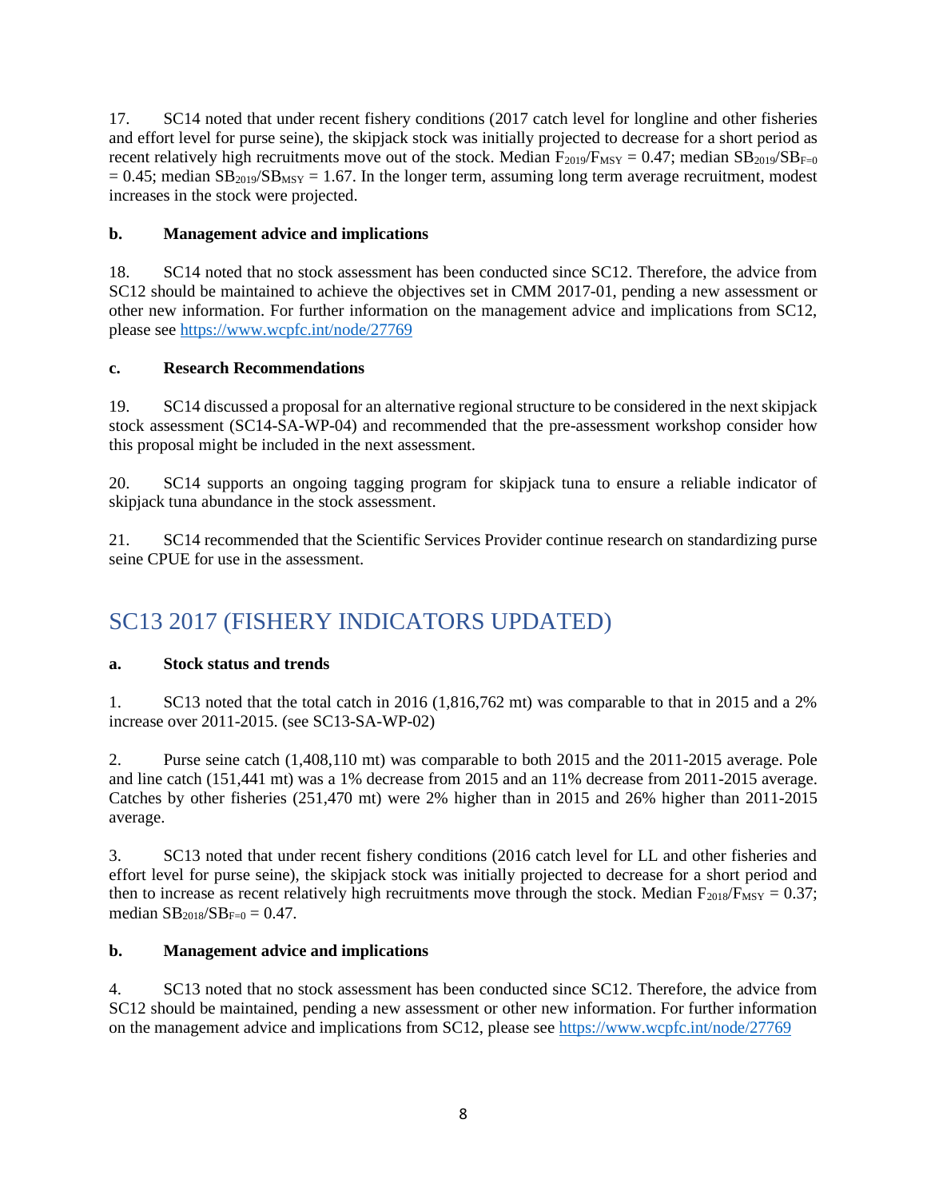17. SC14 noted that under recent fishery conditions (2017 catch level for longline and other fisheries and effort level for purse seine), the skipjack stock was initially projected to decrease for a short period as recent relatively high recruitments move out of the stock. Median $F_{2019}/F_{MSY} = 0.47$; median $SB_{2019}/SB_{F=0} = 0.45$; median $SB_{2019}/SB_{MSY} = 1.67$. In the longer term, assuming long term average recruitment, modest increases in the stock were projected.

**b. Management advice and implications**

18. SC14 noted that no stock assessment has been conducted since SC12. Therefore, the advice from SC12 should be maintained to achieve the objectives set in CMM 2017-01, pending a new assessment or other new information. For further information on the management advice and implications from SC12, please see https://www.wcpfc.int/node/27769

**c. Research Recommendations**

19. SC14 discussed a proposal for an alternative regional structure to be considered in the next skipjack stock assessment (SC14-SA-WP-04) and recommended that the pre-assessment workshop consider how this proposal might be included in the next assessment.

20. SC14 supports an ongoing tagging program for skipjack tuna to ensure a reliable indicator of skipjack tuna abundance in the stock assessment.

21. SC14 recommended that the Scientific Services Provider continue research on standardizing purse seine CPUE for use in the assessment.

## SC13 2017 (FISHERY INDICATORS UPDATED)

**a. Stock status and trends**

1. SC13 noted that the total catch in 2016 (1,816,762 mt) was comparable to that in 2015 and a 2% increase over 2011-2015. (see SC13-SA-WP-02)

2. Purse seine catch (1,408,110 mt) was comparable to both 2015 and the 2011-2015 average. Pole and line catch (151,441 mt) was a 1% decrease from 2015 and an 11% decrease from 2011-2015 average. Catches by other fisheries (251,470 mt) were 2% higher than in 2015 and 26% higher than 2011-2015 average.

3. SC13 noted that under recent fishery conditions (2016 catch level for LL and other fisheries and effort level for purse seine), the skipjack stock was initially projected to decrease for a short period and then to increase as recent relatively high recruitments move through the stock. Median $F_{2018}/F_{MSY} = 0.37$; median $SB_{2018}/SB_{F=0} = 0.47$.

**b. Management advice and implications**

4. SC13 noted that no stock assessment has been conducted since SC12. Therefore, the advice from SC12 should be maintained, pending a new assessment or other new information. For further information on the management advice and implications from SC12, please see https://www.wcpfc.int/node/27769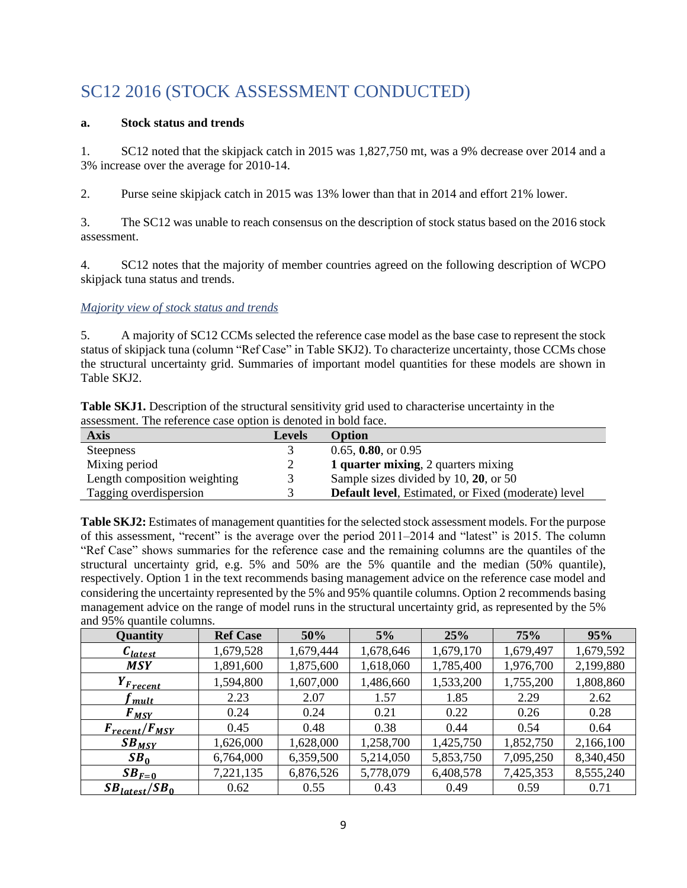# SC12 2016 (STOCK ASSESSMENT CONDUCTED)

**a. Stock status and trends**

1. SC12 noted that the skipjack catch in 2015 was 1,827,750 mt, was a 9% decrease over 2014 and a 3% increase over the average for 2010-14.

2. Purse seine skipjack catch in 2015 was 13% lower than that in 2014 and effort 21% lower.

3. The SC12 was unable to reach consensus on the description of stock status based on the 2016 stock assessment.

4. SC12 notes that the majority of member countries agreed on the following description of WCPO skipjack tuna status and trends.

*Majority view of stock status and trends*

5. A majority of SC12 CCMs selected the reference case model as the base case to represent the stock status of skipjack tuna (column "Ref Case" in Table SKJ2). To characterize uncertainty, those CCMs chose the structural uncertainty grid. Summaries of important model quantities for these models are shown in Table SKJ2.

**Table SKJ1.** Description of the structural sensitivity grid used to characterise uncertainty in the assessment. The reference case option is denoted in bold face.

| Axis | Levels | Option |
|---|---|---|
| Steepness | 3 | 0.65, **0.80**, or 0.95 |
| Mixing period | 2 | **1 quarter mixing**, 2 quarters mixing |
| Length composition weighting | 3 | Sample sizes divided by 10, **20**, or 50 |
| Tagging overdispersion | 3 | **Default level**, Estimated, or Fixed (moderate) level |

**Table SKJ2:** Estimates of management quantities for the selected stock assessment models. For the purpose of this assessment, "recent" is the average over the period 2011–2014 and "latest" is 2015. The column "Ref Case" shows summaries for the reference case and the remaining columns are the quantiles of the structural uncertainty grid, e.g. 5% and 50% are the 5% quantile and the median (50% quantile), respectively. Option 1 in the text recommends basing management advice on the reference case model and considering the uncertainty represented by the 5% and 95% quantile columns. Option 2 recommends basing management advice on the range of model runs in the structural uncertainty grid, as represented by the 5% and 95% quantile columns.

| Quantity | Ref Case | 50% | 5% | 25% | 75% | 95% |
|---|---|---|---|---|---|---|
| $C_{latest}$ | 1,679,528 | 1,679,444 | 1,678,646 | 1,679,170 | 1,679,497 | 1,679,592 |
| $MSY$ | 1,891,600 | 1,875,600 | 1,618,060 | 1,785,400 | 1,976,700 | 2,199,880 |
| $Y_{F_{recent}}$ | 1,594,800 | 1,607,000 | 1,486,660 | 1,533,200 | 1,755,200 | 1,808,860 |
| $f_{mult}$ | 2.23 | 2.07 | 1.57 | 1.85 | 2.29 | 2.62 |
| $F_{MSY}$ | 0.24 | 0.24 | 0.21 | 0.22 | 0.26 | 0.28 |
| $F_{recent}/F_{MSY}$ | 0.45 | 0.48 | 0.38 | 0.44 | 0.54 | 0.64 |
| $SB_{MSY}$ | 1,626,000 | 1,628,000 | 1,258,700 | 1,425,750 | 1,852,750 | 2,166,100 |
| $SB_0$ | 6,764,000 | 6,359,500 | 5,214,050 | 5,853,750 | 7,095,250 | 8,340,450 |
| $SB_{F=0}$ | 7,221,135 | 6,876,526 | 5,778,079 | 6,408,578 | 7,425,353 | 8,555,240 |
| $SB_{latest}/SB_0$ | 0.62 | 0.55 | 0.43 | 0.49 | 0.59 | 0.71 |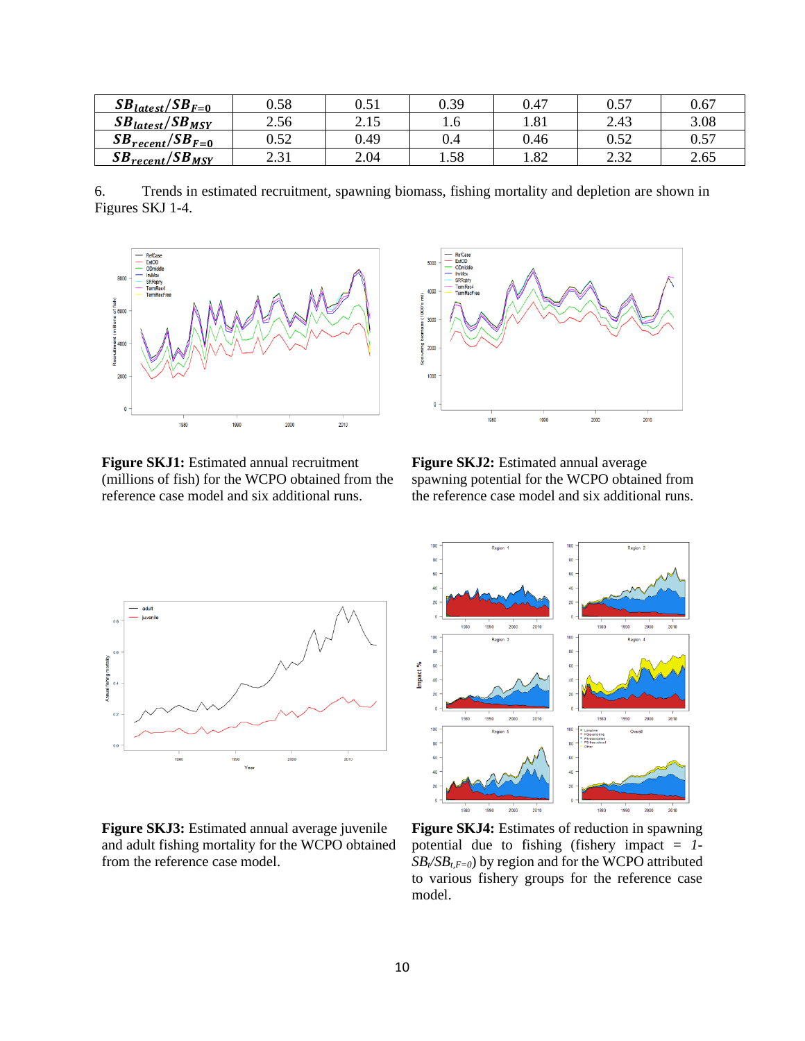| | | | | | | |
|---|---|---|---|---|---|---|
| $SB_{latest}/SB_{F=0}$ | 0.58 | 0.51 | 0.39 | 0.47 | 0.57 | 0.67 |
| $SB_{latest}/SB_{MSY}$ | 2.56 | 2.15 | 1.6 | 1.81 | 2.43 | 3.08 |
| $SB_{recent}/SB_{F=0}$ | 0.52 | 0.49 | 0.4 | 0.46 | 0.52 | 0.57 |
| $SB_{recent}/SB_{MSY}$ | 2.31 | 2.04 | 1.58 | 1.82 | 2.32 | 2.65 |

6. Trends in estimated recruitment, spawning biomass, fishing mortality and depletion are shown in Figures SKJ 1-4.

**Figure SKJ1:** Estimated annual recruitment (millions of fish) for the WCPO obtained from the reference case model and six additional runs.

**Figure SKJ2:** Estimated annual average spawning potential for the WCPO obtained from the reference case model and six additional runs.

**Figure SKJ3:** Estimated annual average juvenile and adult fishing mortality for the WCPO obtained from the reference case model.

**Figure SKJ4:** Estimates of reduction in spawning potential due to fishing (fishery impact = *1-* $SB_t/SB_{t,F=0}$) by region and for the WCPO attributed to various fishery groups for the reference case model.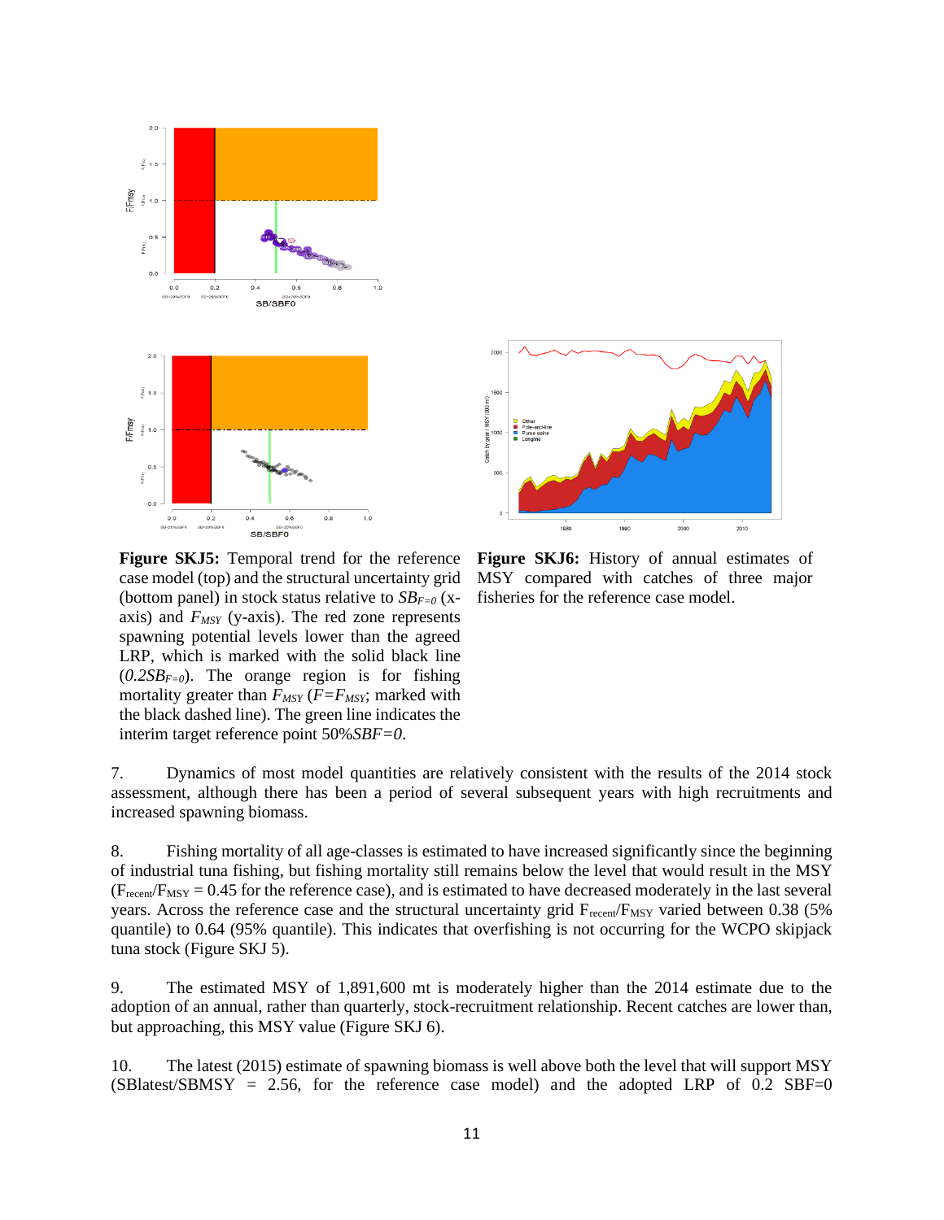**Figure SKJ5:** Temporal trend for the reference case model (top) and the structural uncertainty grid (bottom panel) in stock status relative to $SB_{F=0}$ (x-axis) and $F_{MSY}$ (y-axis). The red zone represents spawning potential levels lower than the agreed LRP, which is marked with the solid black line ($0.2SB_{F=0}$). The orange region is for fishing mortality greater than $F_{MSY}$ ($F=F_{MSY}$; marked with the black dashed line). The green line indicates the interim target reference point 50%$SBF=0$.

**Figure SKJ6:** History of annual estimates of MSY compared with catches of three major fisheries for the reference case model.

7. Dynamics of most model quantities are relatively consistent with the results of the 2014 stock assessment, although there has been a period of several subsequent years with high recruitments and increased spawning biomass.

8. Fishing mortality of all age-classes is estimated to have increased significantly since the beginning of industrial tuna fishing, but fishing mortality still remains below the level that would result in the MSY ($F_{recent}/F_{MSY}$ = 0.45 for the reference case), and is estimated to have decreased moderately in the last several years. Across the reference case and the structural uncertainty grid $F_{recent}/F_{MSY}$ varied between 0.38 (5% quantile) to 0.64 (95% quantile). This indicates that overfishing is not occurring for the WCPO skipjack tuna stock (Figure SKJ 5).

9. The estimated MSY of 1,891,600 mt is moderately higher than the 2014 estimate due to the adoption of an annual, rather than quarterly, stock-recruitment relationship. Recent catches are lower than, but approaching, this MSY value (Figure SKJ 6).

10. The latest (2015) estimate of spawning biomass is well above both the level that will support MSY (SBlatest/SBMSY = 2.56, for the reference case model) and the adopted LRP of 0.2 SBF=0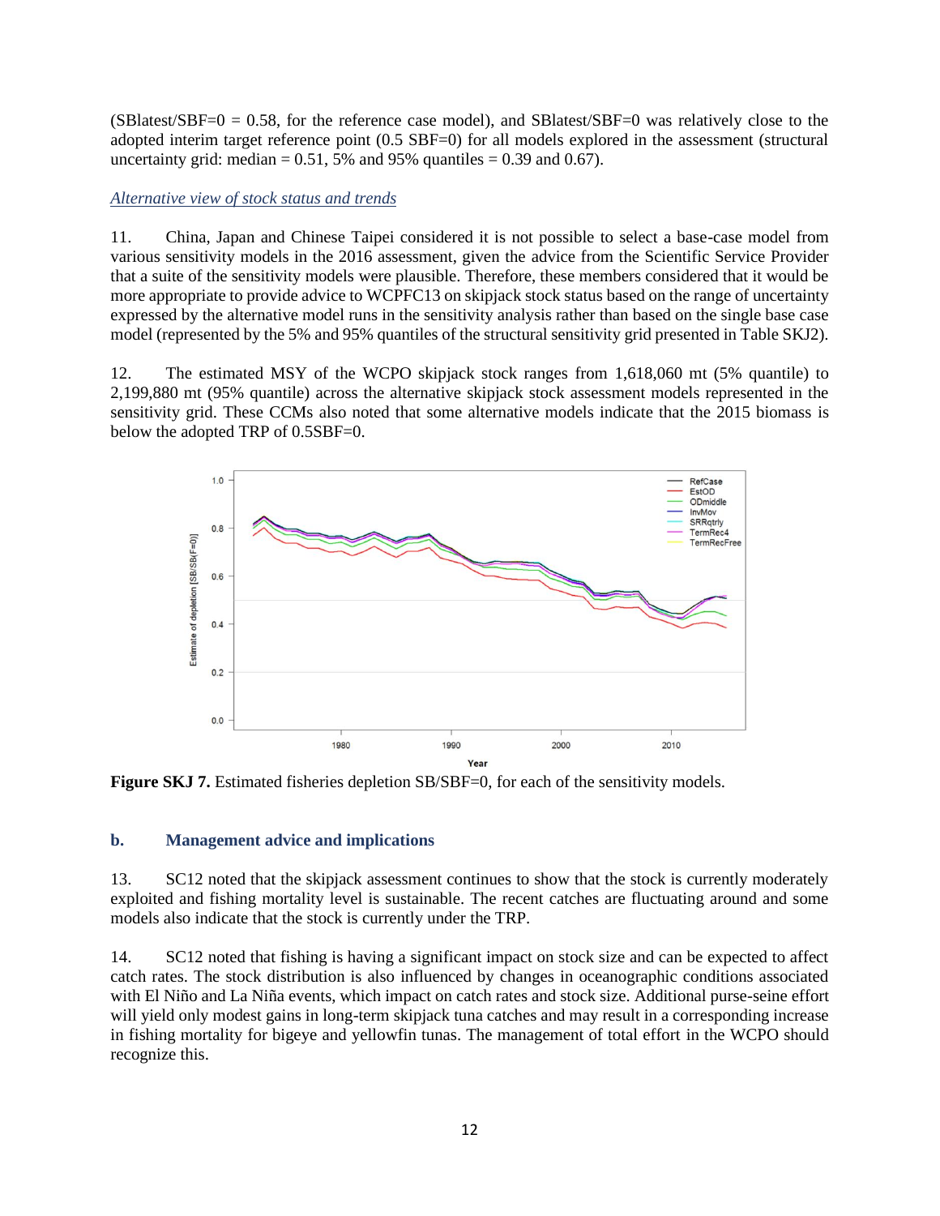($SB_{latest}/SB_{F=0} = 0.58$, for the reference case model), and $SB_{latest}/SB_{F=0}$ was relatively close to the adopted interim target reference point ($0.5\ SB_{F=0}$) for all models explored in the assessment (structural uncertainty grid: median = 0.51, 5% and 95% quantiles = 0.39 and 0.67).

*Alternative view of stock status and trends*

11. China, Japan and Chinese Taipei considered it is not possible to select a base-case model from various sensitivity models in the 2016 assessment, given the advice from the Scientific Service Provider that a suite of the sensitivity models were plausible. Therefore, these members considered that it would be more appropriate to provide advice to WCPFC13 on skipjack stock status based on the range of uncertainty expressed by the alternative model runs in the sensitivity analysis rather than based on the single base case model (represented by the 5% and 95% quantiles of the structural sensitivity grid presented in Table SKJ2).

12. The estimated MSY of the WCPO skipjack stock ranges from 1,618,060 mt (5% quantile) to 2,199,880 mt (95% quantile) across the alternative skipjack stock assessment models represented in the sensitivity grid. These CCMs also noted that some alternative models indicate that the 2015 biomass is below the adopted TRP of $0.5SB_{F=0}$.

**Figure SKJ 7.** Estimated fisheries depletion $SB/SB_{F=0}$, for each of the sensitivity models.

## b. Management advice and implications

13. SC12 noted that the skipjack assessment continues to show that the stock is currently moderately exploited and fishing mortality level is sustainable. The recent catches are fluctuating around and some models also indicate that the stock is currently under the TRP.

14. SC12 noted that fishing is having a significant impact on stock size and can be expected to affect catch rates. The stock distribution is also influenced by changes in oceanographic conditions associated with El Niño and La Niña events, which impact on catch rates and stock size. Additional purse-seine effort will yield only modest gains in long-term skipjack tuna catches and may result in a corresponding increase in fishing mortality for bigeye and yellowfin tunas. The management of total effort in the WCPO should recognize this.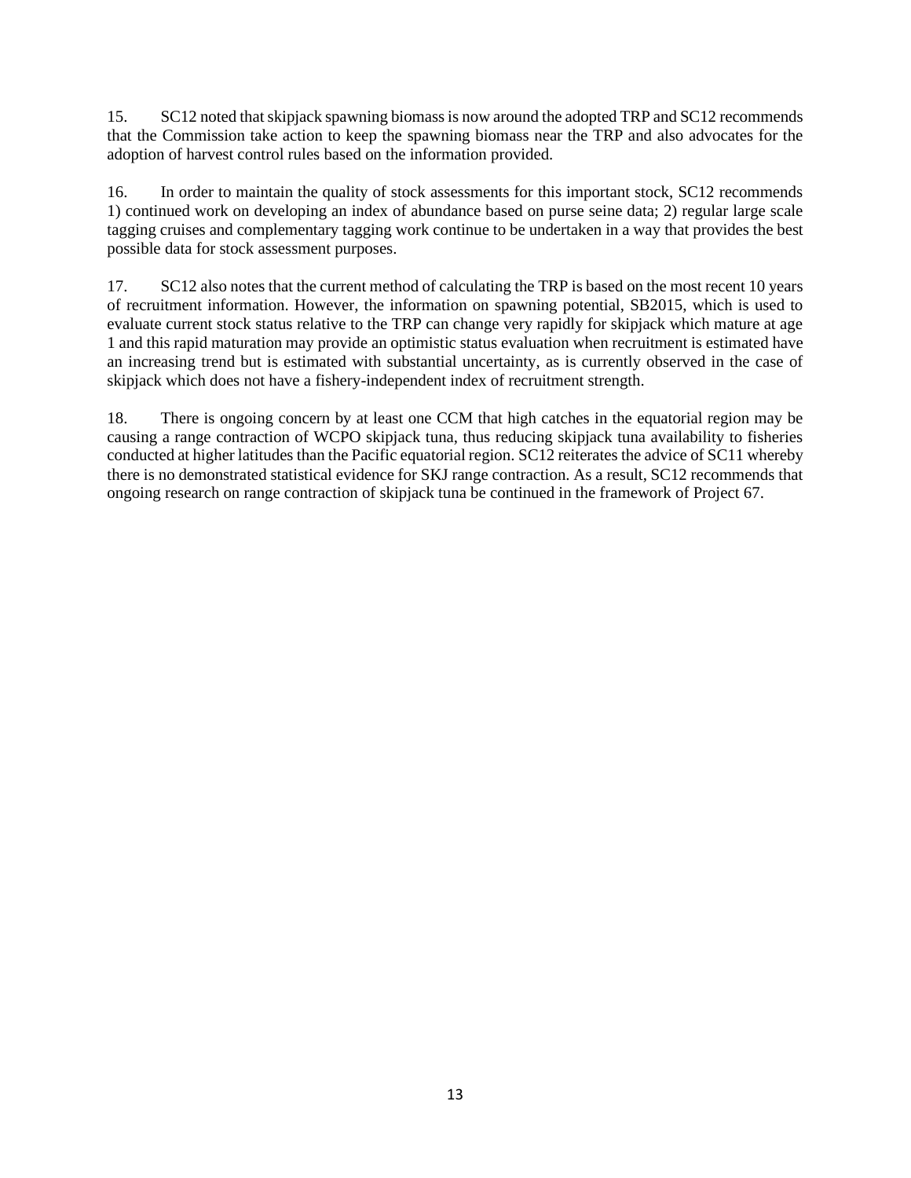15. SC12 noted that skipjack spawning biomass is now around the adopted TRP and SC12 recommends that the Commission take action to keep the spawning biomass near the TRP and also advocates for the adoption of harvest control rules based on the information provided.

16. In order to maintain the quality of stock assessments for this important stock, SC12 recommends 1) continued work on developing an index of abundance based on purse seine data; 2) regular large scale tagging cruises and complementary tagging work continue to be undertaken in a way that provides the best possible data for stock assessment purposes.

17. SC12 also notes that the current method of calculating the TRP is based on the most recent 10 years of recruitment information. However, the information on spawning potential, SB2015, which is used to evaluate current stock status relative to the TRP can change very rapidly for skipjack which mature at age 1 and this rapid maturation may provide an optimistic status evaluation when recruitment is estimated have an increasing trend but is estimated with substantial uncertainty, as is currently observed in the case of skipjack which does not have a fishery-independent index of recruitment strength.

18. There is ongoing concern by at least one CCM that high catches in the equatorial region may be causing a range contraction of WCPO skipjack tuna, thus reducing skipjack tuna availability to fisheries conducted at higher latitudes than the Pacific equatorial region. SC12 reiterates the advice of SC11 whereby there is no demonstrated statistical evidence for SKJ range contraction. As a result, SC12 recommends that ongoing research on range contraction of skipjack tuna be continued in the framework of Project 67.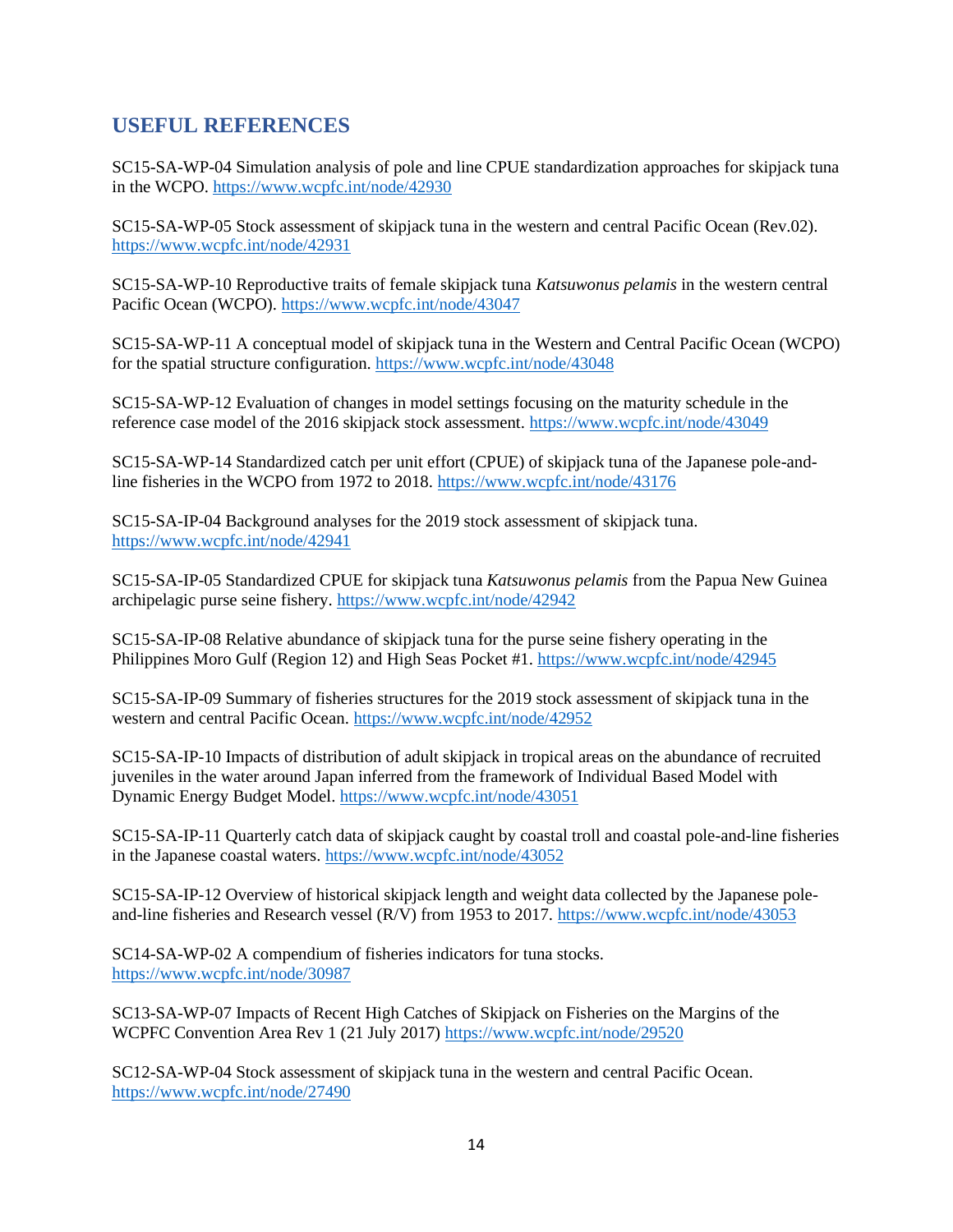## USEFUL REFERENCES

SC15-SA-WP-04 Simulation analysis of pole and line CPUE standardization approaches for skipjack tuna in the WCPO. https://www.wcpfc.int/node/42930

SC15-SA-WP-05 Stock assessment of skipjack tuna in the western and central Pacific Ocean (Rev.02). https://www.wcpfc.int/node/42931

SC15-SA-WP-10 Reproductive traits of female skipjack tuna *Katsuwonus pelamis* in the western central Pacific Ocean (WCPO). https://www.wcpfc.int/node/43047

SC15-SA-WP-11 A conceptual model of skipjack tuna in the Western and Central Pacific Ocean (WCPO) for the spatial structure configuration. https://www.wcpfc.int/node/43048

SC15-SA-WP-12 Evaluation of changes in model settings focusing on the maturity schedule in the reference case model of the 2016 skipjack stock assessment. https://www.wcpfc.int/node/43049

SC15-SA-WP-14 Standardized catch per unit effort (CPUE) of skipjack tuna of the Japanese pole-and-line fisheries in the WCPO from 1972 to 2018. https://www.wcpfc.int/node/43176

SC15-SA-IP-04 Background analyses for the 2019 stock assessment of skipjack tuna. https://www.wcpfc.int/node/42941

SC15-SA-IP-05 Standardized CPUE for skipjack tuna *Katsuwonus pelamis* from the Papua New Guinea archipelagic purse seine fishery. https://www.wcpfc.int/node/42942

SC15-SA-IP-08 Relative abundance of skipjack tuna for the purse seine fishery operating in the Philippines Moro Gulf (Region 12) and High Seas Pocket #1. https://www.wcpfc.int/node/42945

SC15-SA-IP-09 Summary of fisheries structures for the 2019 stock assessment of skipjack tuna in the western and central Pacific Ocean. https://www.wcpfc.int/node/42952

SC15-SA-IP-10 Impacts of distribution of adult skipjack in tropical areas on the abundance of recruited juveniles in the water around Japan inferred from the framework of Individual Based Model with Dynamic Energy Budget Model. https://www.wcpfc.int/node/43051

SC15-SA-IP-11 Quarterly catch data of skipjack caught by coastal troll and coastal pole-and-line fisheries in the Japanese coastal waters. https://www.wcpfc.int/node/43052

SC15-SA-IP-12 Overview of historical skipjack length and weight data collected by the Japanese pole-and-line fisheries and Research vessel (R/V) from 1953 to 2017. https://www.wcpfc.int/node/43053

SC14-SA-WP-02 A compendium of fisheries indicators for tuna stocks. https://www.wcpfc.int/node/30987

SC13-SA-WP-07 Impacts of Recent High Catches of Skipjack on Fisheries on the Margins of the WCPFC Convention Area Rev 1 (21 July 2017) https://www.wcpfc.int/node/29520

SC12-SA-WP-04 Stock assessment of skipjack tuna in the western and central Pacific Ocean. https://www.wcpfc.int/node/27490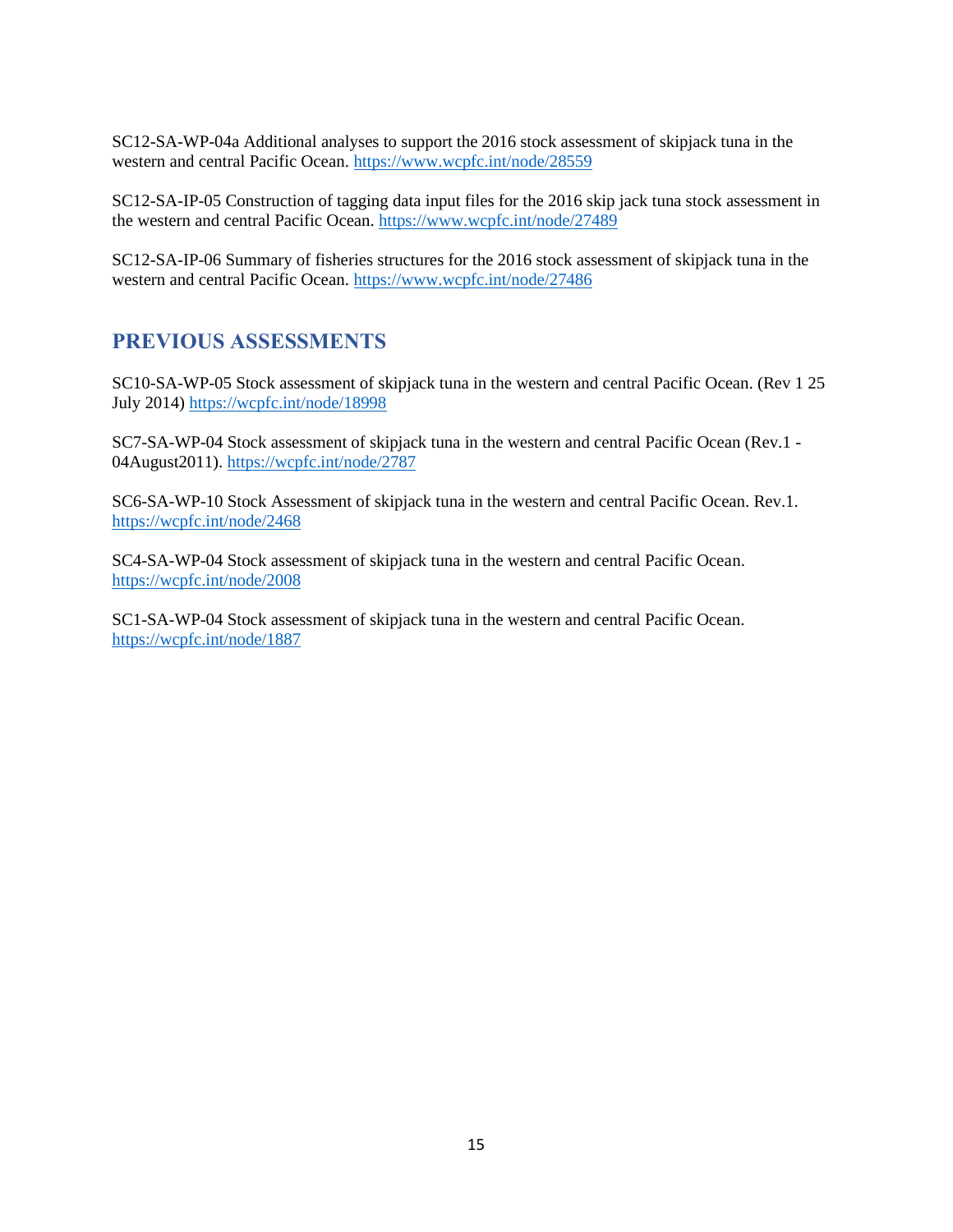SC12-SA-WP-04a Additional analyses to support the 2016 stock assessment of skipjack tuna in the western and central Pacific Ocean. https://www.wcpfc.int/node/28559

SC12-SA-IP-05 Construction of tagging data input files for the 2016 skip jack tuna stock assessment in the western and central Pacific Ocean. https://www.wcpfc.int/node/27489

SC12-SA-IP-06 Summary of fisheries structures for the 2016 stock assessment of skipjack tuna in the western and central Pacific Ocean. https://www.wcpfc.int/node/27486

## PREVIOUS ASSESSMENTS

SC10-SA-WP-05 Stock assessment of skipjack tuna in the western and central Pacific Ocean. (Rev 1 25 July 2014) https://wcpfc.int/node/18998

SC7-SA-WP-04 Stock assessment of skipjack tuna in the western and central Pacific Ocean (Rev.1 - 04August2011). https://wcpfc.int/node/2787

SC6-SA-WP-10 Stock Assessment of skipjack tuna in the western and central Pacific Ocean. Rev.1. https://wcpfc.int/node/2468

SC4-SA-WP-04 Stock assessment of skipjack tuna in the western and central Pacific Ocean. https://wcpfc.int/node/2008

SC1-SA-WP-04 Stock assessment of skipjack tuna in the western and central Pacific Ocean. https://wcpfc.int/node/1887